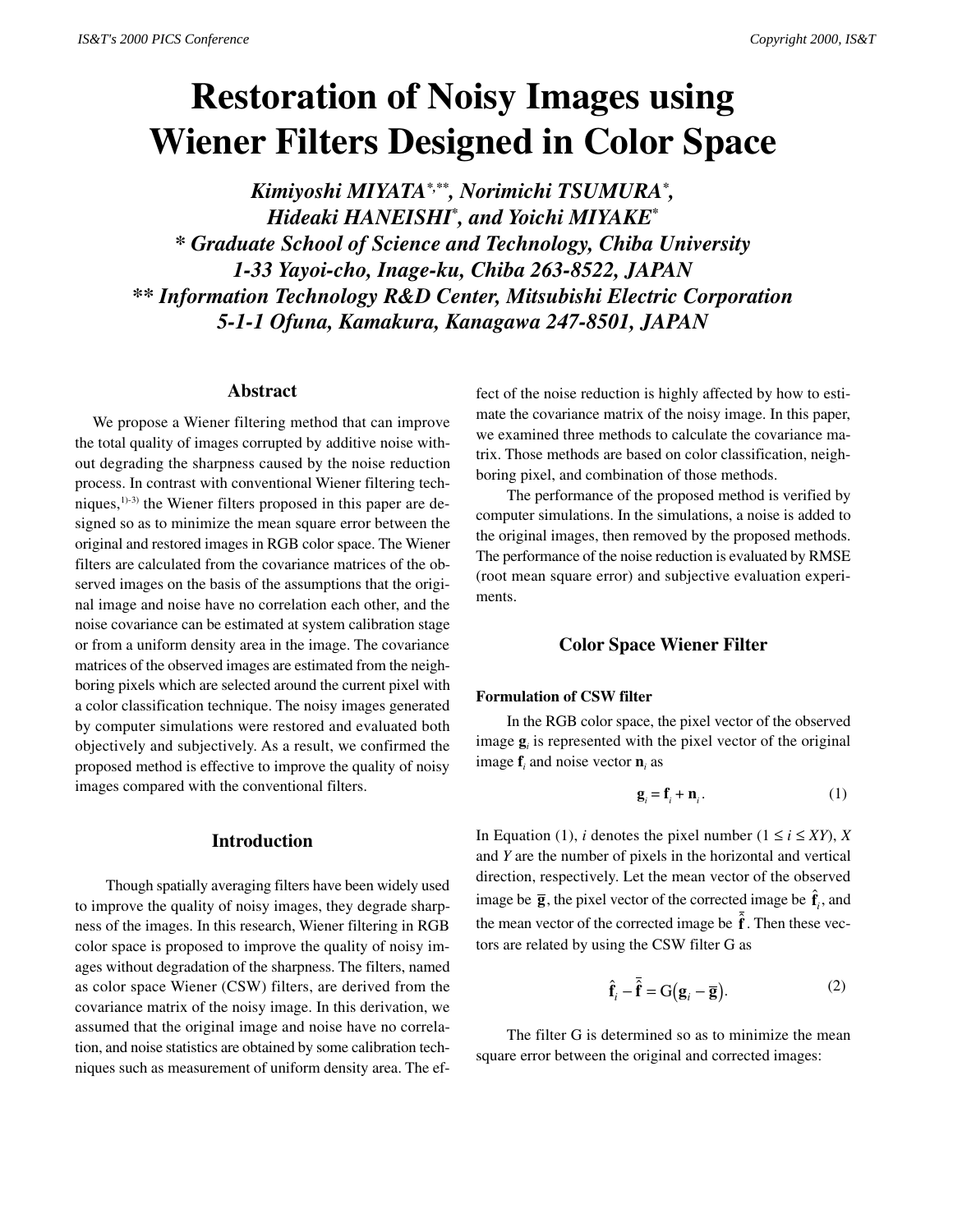# Restoration of Noisy Images using Wiener Filters Designed in Color Space

***Kimiyoshi MIYATA*[\*,\*\*]*, Norimichi TSUMURA*[\*]*,***
***Hideaki HANEISHI*[\*]*, and Yoichi MIYAKE*[\*]***
***\* Graduate School of Science and Technology, Chiba University***
***1-33 Yayoi-cho, Inage-ku, Chiba 263-8522, JAPAN***
***\*\* Information Technology R&D Center, Mitsubishi Electric Corporation***
***5-1-1 Ofuna, Kamakura, Kanagawa 247-8501, JAPAN***

## Abstract

We propose a Wiener filtering method that can improve the total quality of images corrupted by additive noise without degrading the sharpness caused by the noise reduction process. In contrast with conventional Wiener filtering techniques,[1)-3)] the Wiener filters proposed in this paper are designed so as to minimize the mean square error between the original and restored images in RGB color space. The Wiener filters are calculated from the covariance matrices of the observed images on the basis of the assumptions that the original image and noise have no correlation each other, and the noise covariance can be estimated at system calibration stage or from a uniform density area in the image. The covariance matrices of the observed images are estimated from the neighboring pixels which are selected around the current pixel with a color classification technique. The noisy images generated by computer simulations were restored and evaluated both objectively and subjectively. As a result, we confirmed the proposed method is effective to improve the quality of noisy images compared with the conventional filters.

## Introduction

Though spatially averaging filters have been widely used to improve the quality of noisy images, they degrade sharpness of the images. In this research, Wiener filtering in RGB color space is proposed to improve the quality of noisy images without degradation of the sharpness. The filters, named as color space Wiener (CSW) filters, are derived from the covariance matrix of the noisy image. In this derivation, we assumed that the original image and noise have no correlation, and noise statistics are obtained by some calibration techniques such as measurement of uniform density area. The effect of the noise reduction is highly affected by how to estimate the covariance matrix of the noisy image. In this paper, we examined three methods to calculate the covariance matrix. Those methods are based on color classification, neighboring pixel, and combination of those methods.

The performance of the proposed method is verified by computer simulations. In the simulations, a noise is added to the original images, then removed by the proposed methods. The performance of the noise reduction is evaluated by RMSE (root mean square error) and subjective evaluation experiments.

## Color Space Wiener Filter

### Formulation of CSW filter

In the RGB color space, the pixel vector of the observed image $\mathbf{g}_i$ is represented with the pixel vector of the original image $\mathbf{f}_i$ and noise vector $\mathbf{n}_i$ as

$$\mathbf{g}_i = \mathbf{f}_i + \mathbf{n}_i . \tag{1}$$

In Equation (1), $i$ denotes the pixel number ($1 \le i \le XY$), $X$ and $Y$ are the number of pixels in the horizontal and vertical direction, respectively. Let the mean vector of the observed image be $\overline{\mathbf{g}}$, the pixel vector of the corrected image be $\hat{\mathbf{f}}_i$, and the mean vector of the corrected image be $\bar{\hat{\mathbf{f}}}$. Then these vectors are related by using the CSW filter G as

$$\hat{\mathbf{f}}_i - \bar{\hat{\mathbf{f}}} = \mathrm{G}\left(\mathbf{g}_i - \overline{\mathbf{g}}\right). \tag{2}$$

The filter G is determined so as to minimize the mean square error between the original and corrected images: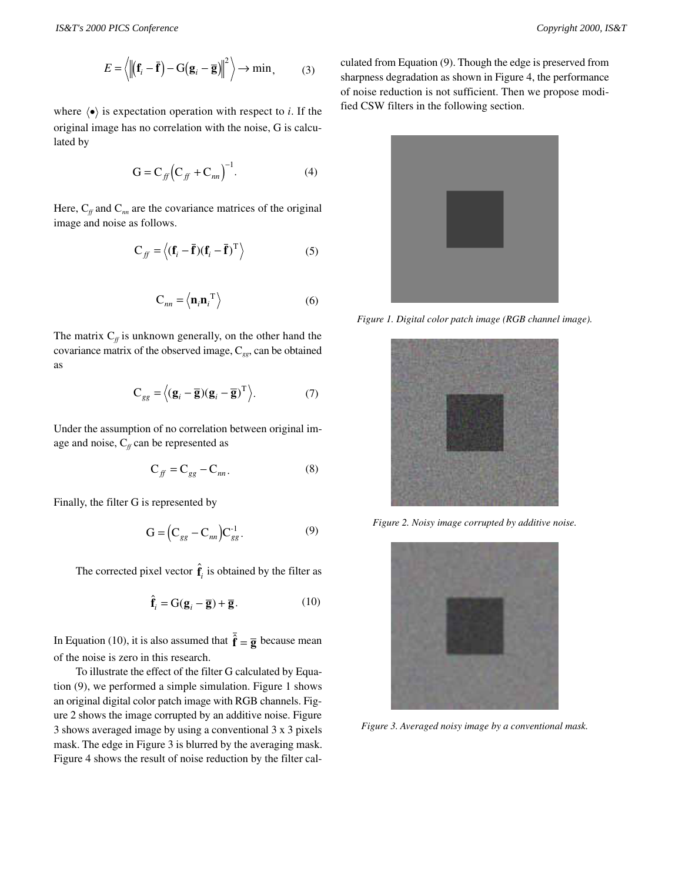$$E = \left\langle \left\| \left( \mathbf{f}_i - \bar{\mathbf{f}} \right) - \mathrm{G}\left( \mathbf{g}_i - \bar{\mathbf{g}} \right) \right\|^2 \right\rangle \rightarrow \min, \tag{3}$$

where $\langle \bullet \rangle$ is expectation operation with respect to $i$. If the original image has no correlation with the noise, G is calculated by

$$\mathrm{G} = \mathrm{C}_{ff} \left( \mathrm{C}_{ff} + \mathrm{C}_{nn} \right)^{-1}. \tag{4}$$

Here, $\mathrm{C}_{ff}$ and $\mathrm{C}_{nn}$ are the covariance matrices of the original image and noise as follows.

$$\mathrm{C}_{ff} = \left\langle (\mathbf{f}_i - \bar{\mathbf{f}})(\mathbf{f}_i - \bar{\mathbf{f}})^{\mathrm{T}} \right\rangle \tag{5}$$

$$\mathrm{C}_{nn} = \left\langle \mathbf{n}_i \mathbf{n}_i^{\mathrm{T}} \right\rangle \tag{6}$$

The matrix $\mathrm{C}_{ff}$ is unknown generally, on the other hand the covariance matrix of the observed image, $\mathrm{C}_{gg}$, can be obtained as

$$\mathrm{C}_{gg} = \left\langle (\mathbf{g}_i - \bar{\mathbf{g}})(\mathbf{g}_i - \bar{\mathbf{g}})^{\mathrm{T}} \right\rangle. \tag{7}$$

Under the assumption of no correlation between original image and noise, $\mathrm{C}_{ff}$ can be represented as

$$\mathrm{C}_{ff} = \mathrm{C}_{gg} - \mathrm{C}_{nn}. \tag{8}$$

Finally, the filter G is represented by

$$\mathrm{G} = \left( \mathrm{C}_{gg} - \mathrm{C}_{nn} \right) \mathrm{C}_{gg}^{-1}. \tag{9}$$

The corrected pixel vector $\hat{\mathbf{f}}_i$ is obtained by the filter as

$$\hat{\mathbf{f}}_i = \mathrm{G}(\mathbf{g}_i - \bar{\mathbf{g}}) + \bar{\mathbf{g}}. \tag{10}$$

In Equation (10), it is also assumed that $\bar{\hat{\mathbf{f}}} = \bar{\mathbf{g}}$ because mean of the noise is zero in this research.

To illustrate the effect of the filter G calculated by Equation (9), we performed a simple simulation. Figure 1 shows an original digital color patch image with RGB channels. Figure 2 shows the image corrupted by an additive noise. Figure 3 shows averaged image by using a conventional 3 x 3 pixels mask. The edge in Figure 3 is blurred by the averaging mask. Figure 4 shows the result of noise reduction by the filter calculated from Equation (9). Though the edge is preserved from sharpness degradation as shown in Figure 4, the performance of noise reduction is not sufficient. Then we propose modified CSW filters in the following section.

*Figure 1. Digital color patch image (RGB channel image).*

*Figure 2. Noisy image corrupted by additive noise.*

*Figure 3. Averaged noisy image by a conventional mask.*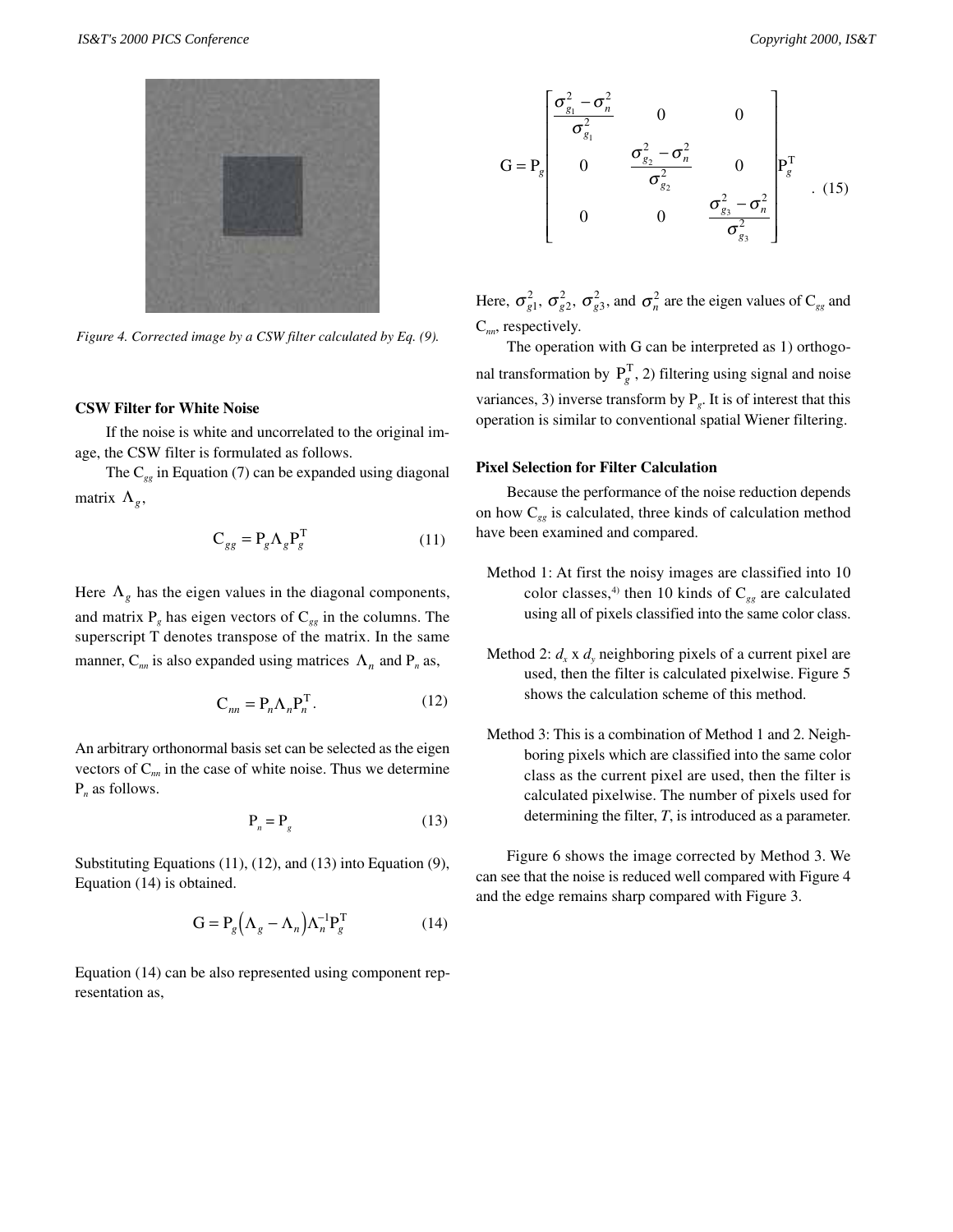Figure 4. Corrected image by a CSW filter calculated by Eq. (9).

### CSW Filter for White Noise

If the noise is white and uncorrelated to the original image, the CSW filter is formulated as follows.

The $C_{gg}$ in Equation (7) can be expanded using diagonal matrix $\Lambda_g$,

$$C_{gg} = P_g \Lambda_g P_g^T \tag{11}$$

Here $\Lambda_g$ has the eigen values in the diagonal components, and matrix $P_g$ has eigen vectors of $C_{gg}$ in the columns. The superscript T denotes transpose of the matrix. In the same manner, $C_{nn}$ is also expanded using matrices $\Lambda_n$ and $P_n$ as,

$$C_{nn} = P_n \Lambda_n P_n^T . \tag{12}$$

An arbitrary orthonormal basis set can be selected as the eigen vectors of $C_{nn}$ in the case of white noise. Thus we determine $P_n$ as follows.

$$P_n = P_g \tag{13}$$

Substituting Equations (11), (12), and (13) into Equation (9), Equation (14) is obtained.

$$G = P_g \left( \Lambda_g - \Lambda_n \right) \Lambda_n^{-1} P_g^T \tag{14}$$

Equation (14) can be also represented using component representation as,

$$G = P_g \begin{bmatrix} \dfrac{\sigma_{g_1}^2 - \sigma_n^2}{\sigma_{g_1}^2} & 0 & 0 \\ 0 & \dfrac{\sigma_{g_2}^2 - \sigma_n^2}{\sigma_{g_2}^2} & 0 \\ 0 & 0 & \dfrac{\sigma_{g_3}^2 - \sigma_n^2}{\sigma_{g_3}^2} \end{bmatrix} P_g^T . \tag{15}$$

Here, $\sigma_{g1}^2$, $\sigma_{g2}^2$, $\sigma_{g3}^2$, and $\sigma_n^2$ are the eigen values of $C_{gg}$ and $C_{nn}$, respectively.

The operation with G can be interpreted as 1) orthogonal transformation by $P_g^T$, 2) filtering using signal and noise variances, 3) inverse transform by $P_g$. It is of interest that this operation is similar to conventional spatial Wiener filtering.

### Pixel Selection for Filter Calculation

Because the performance of the noise reduction depends on how $C_{gg}$ is calculated, three kinds of calculation method have been examined and compared.

Method 1: At first the noisy images are classified into 10 color classes,[4] then 10 kinds of $C_{gg}$ are calculated using all of pixels classified into the same color class.

Method 2: $d_x$ x $d_y$ neighboring pixels of a current pixel are used, then the filter is calculated pixelwise. Figure 5 shows the calculation scheme of this method.

Method 3: This is a combination of Method 1 and 2. Neighboring pixels which are classified into the same color class as the current pixel are used, then the filter is calculated pixelwise. The number of pixels used for determining the filter, *T*, is introduced as a parameter.

Figure 6 shows the image corrected by Method 3. We can see that the noise is reduced well compared with Figure 4 and the edge remains sharp compared with Figure 3.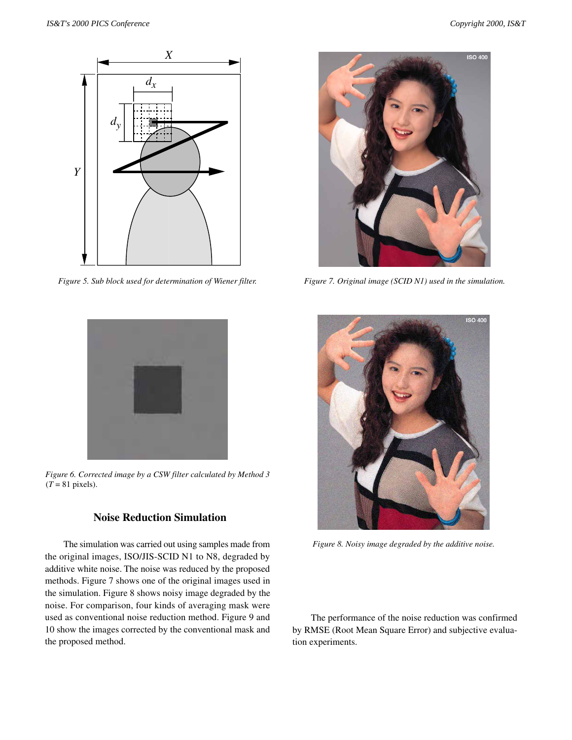Figure 5. Sub block used for determination of Wiener filter.

Figure 6. Corrected image by a CSW filter calculated by Method 3 ($T$ = 81 pixels).

## Noise Reduction Simulation

The simulation was carried out using samples made from the original images, ISO/JIS-SCID N1 to N8, degraded by additive white noise. The noise was reduced by the proposed methods. Figure 7 shows one of the original images used in the simulation. Figure 8 shows noisy image degraded by the noise. For comparison, four kinds of averaging mask were used as conventional noise reduction method. Figure 9 and 10 show the images corrected by the conventional mask and the proposed method.

Figure 7. Original image (SCID N1) used in the simulation.

Figure 8. Noisy image degraded by the additive noise.

The performance of the noise reduction was confirmed by RMSE (Root Mean Square Error) and subjective evaluation experiments.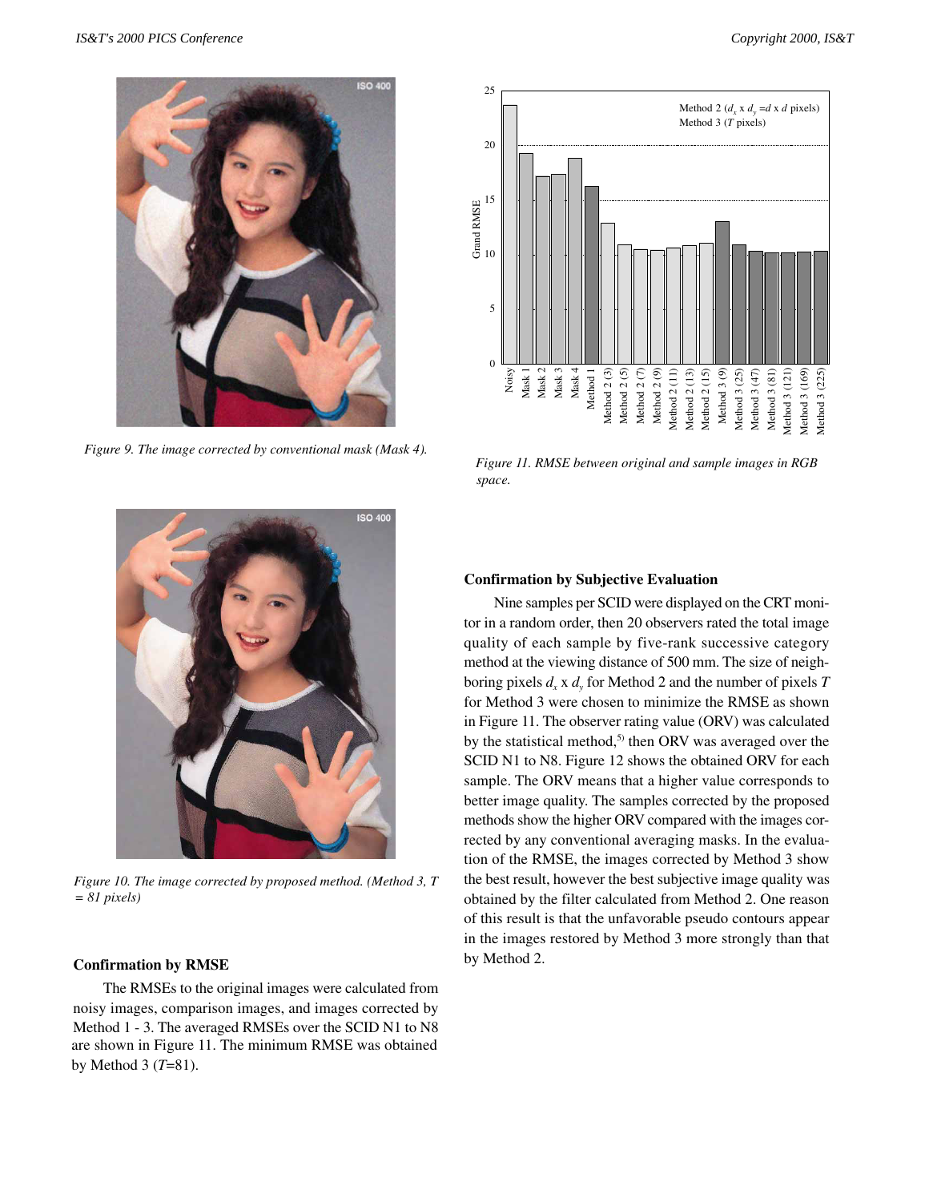Figure 9. The image corrected by conventional mask (Mask 4).

Figure 10. The image corrected by proposed method. (Method 3, $T$ = 81 pixels)

#### Confirmation by RMSE

The RMSEs to the original images were calculated from noisy images, comparison images, and images corrected by Method 1 - 3. The averaged RMSEs over the SCID N1 to N8 are shown in Figure 11. The minimum RMSE was obtained by Method 3 ($T$=81).

Figure 11. RMSE between original and sample images in RGB space.

#### Confirmation by Subjective Evaluation

Nine samples per SCID were displayed on the CRT monitor in a random order, then 20 observers rated the total image quality of each sample by five-rank successive category method at the viewing distance of 500 mm. The size of neighboring pixels $d_x$ x $d_y$ for Method 2 and the number of pixels $T$ for Method 3 were chosen to minimize the RMSE as shown in Figure 11. The observer rating value (ORV) was calculated by the statistical method,[5] then ORV was averaged over the SCID N1 to N8. Figure 12 shows the obtained ORV for each sample. The ORV means that a higher value corresponds to better image quality. The samples corrected by the proposed methods show the higher ORV compared with the images corrected by any conventional averaging masks. In the evaluation of the RMSE, the images corrected by Method 3 show the best result, however the best subjective image quality was obtained by the filter calculated from Method 2. One reason of this result is that the unfavorable pseudo contours appear in the images restored by Method 3 more strongly than that by Method 2.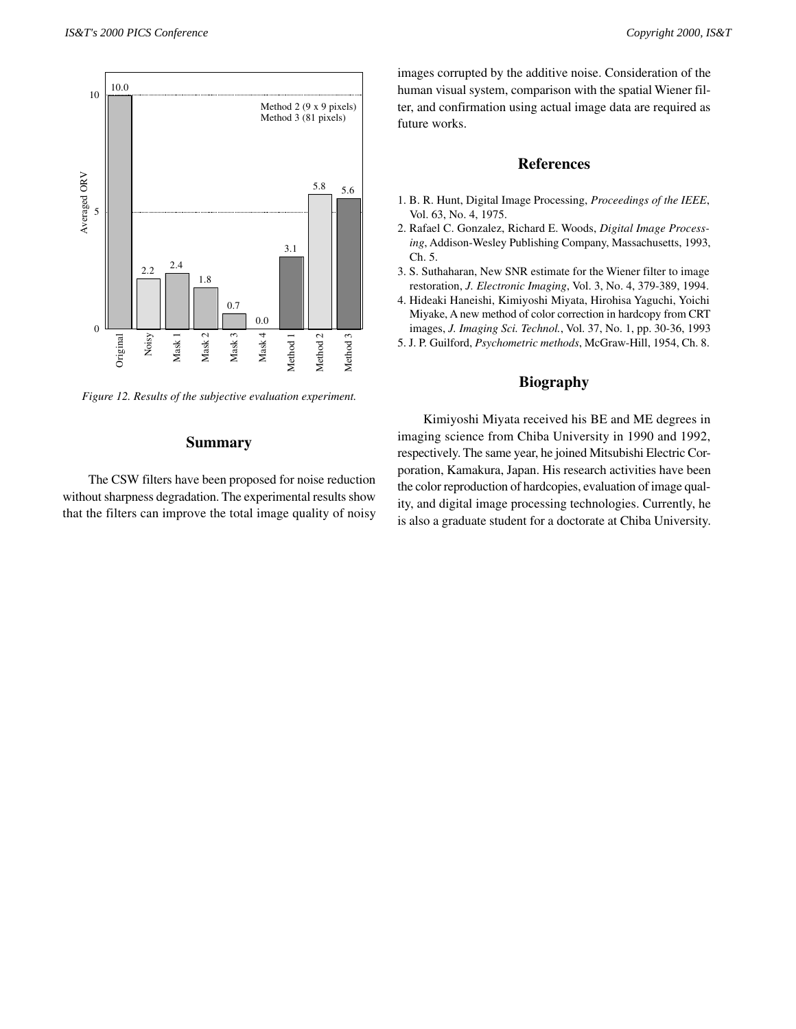10.0

10

Method 2 (9 x 9 pixels)
Method 3 (81 pixels)

Averaged ORV

5

5.8
5.6

3.1

2.2
2.4
1.8
0.7
0.0

0

Original
Noisy
Mask 1
Mask 2
Mask 3
Mask 4
Method 1
Method 2
Method 3

*Figure 12. Results of the subjective evaluation experiment.*

## Summary

The CSW filters have been proposed for noise reduction without sharpness degradation. The experimental results show that the filters can improve the total image quality of noisy images corrupted by the additive noise. Consideration of the human visual system, comparison with the spatial Wiener filter, and confirmation using actual image data are required as future works.

## References

1. B. R. Hunt, Digital Image Processing, *Proceedings of the IEEE*, Vol. 63, No. 4, 1975.
2. Rafael C. Gonzalez, Richard E. Woods, *Digital Image Processing*, Addison-Wesley Publishing Company, Massachusetts, 1993, Ch. 5.
3. S. Suthaharan, New SNR estimate for the Wiener filter to image restoration, *J. Electronic Imaging*, Vol. 3, No. 4, 379-389, 1994.
4. Hideaki Haneishi, Kimiyoshi Miyata, Hirohisa Yaguchi, Yoichi Miyake, A new method of color correction in hardcopy from CRT images, *J. Imaging Sci. Technol.*, Vol. 37, No. 1, pp. 30-36, 1993
5. J. P. Guilford, *Psychometric methods*, McGraw-Hill, 1954, Ch. 8.

## Biography

Kimiyoshi Miyata received his BE and ME degrees in imaging science from Chiba University in 1990 and 1992, respectively. The same year, he joined Mitsubishi Electric Corporation, Kamakura, Japan. His research activities have been the color reproduction of hardcopies, evaluation of image quality, and digital image processing technologies. Currently, he is also a graduate student for a doctorate at Chiba University.